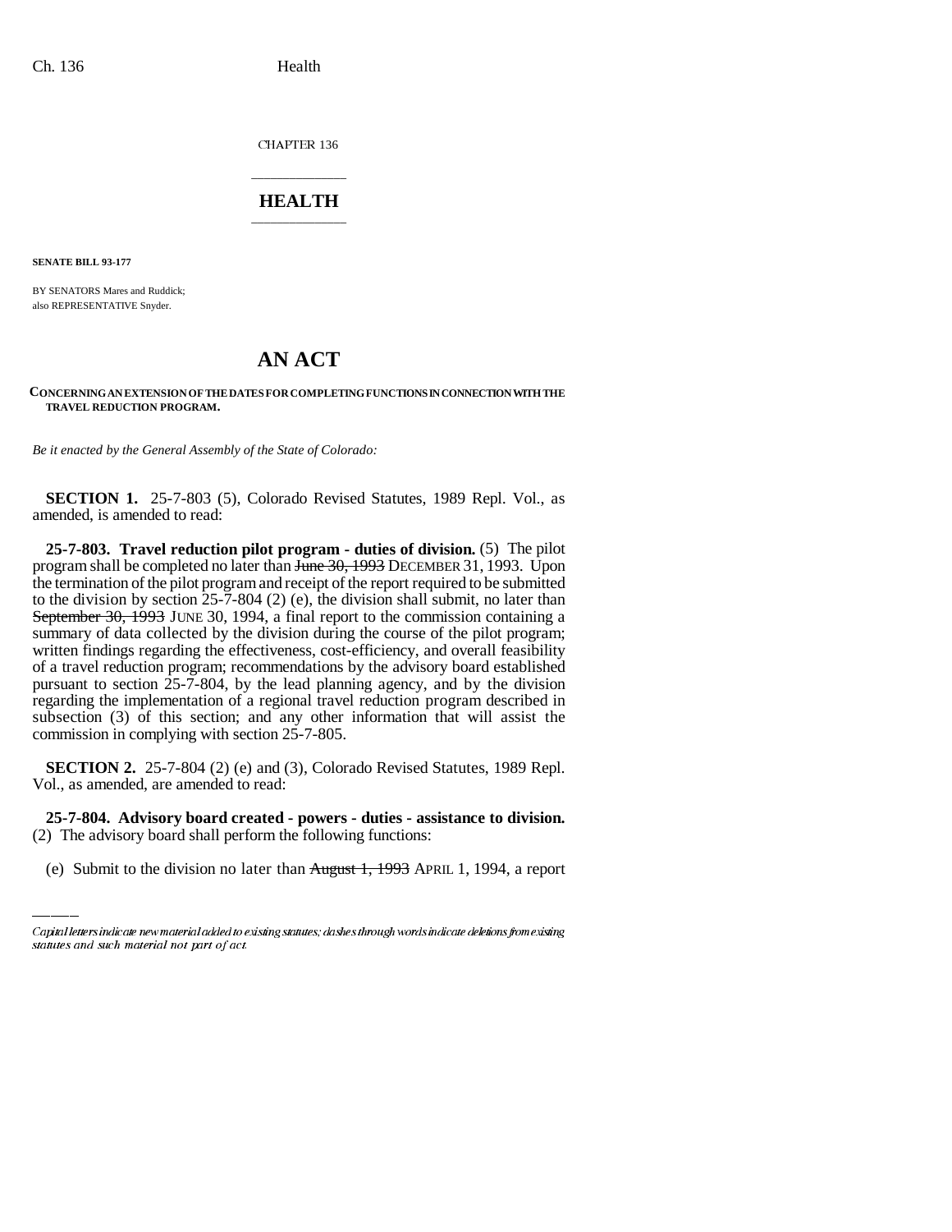CHAPTER 136

# HEALTH

**SENATE BILL 93-177**

BY SENATORS Mares and Ruddick;
also REPRESENTATIVE Snyder.

# AN ACT

**CONCERNING AN EXTENSION OF THE DATES FOR COMPLETING FUNCTIONS IN CONNECTION WITH THE TRAVEL REDUCTION PROGRAM.**

*Be it enacted by the General Assembly of the State of Colorado:*

**SECTION 1.** 25-7-803 (5), Colorado Revised Statutes, 1989 Repl. Vol., as amended, is amended to read:

**25-7-803. Travel reduction pilot program - duties of division.** (5) The pilot program shall be completed no later than ~~June 30, 1993~~ DECEMBER 31, 1993. Upon the termination of the pilot program and receipt of the report required to be submitted to the division by section 25-7-804 (2) (e), the division shall submit, no later than ~~September 30, 1993~~ JUNE 30, 1994, a final report to the commission containing a summary of data collected by the division during the course of the pilot program; written findings regarding the effectiveness, cost-efficiency, and overall feasibility of a travel reduction program; recommendations by the advisory board established pursuant to section 25-7-804, by the lead planning agency, and by the division regarding the implementation of a regional travel reduction program described in subsection (3) of this section; and any other information that will assist the commission in complying with section 25-7-805.

**SECTION 2.** 25-7-804 (2) (e) and (3), Colorado Revised Statutes, 1989 Repl. Vol., as amended, are amended to read:

**25-7-804. Advisory board created - powers - duties - assistance to division.** (2) The advisory board shall perform the following functions:

(e) Submit to the division no later than ~~August 1, 1993~~ APRIL 1, 1994, a report

Capital letters indicate new material added to existing statutes; dashes through words indicate deletions from existing statutes and such material not part of act.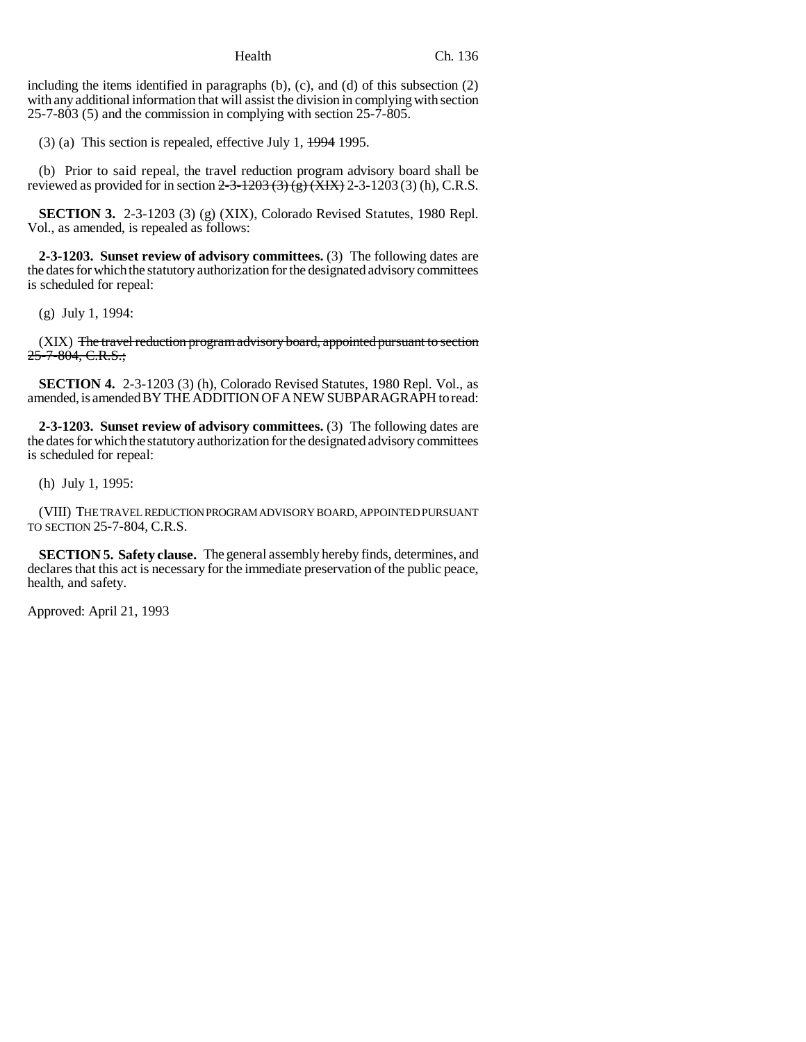including the items identified in paragraphs (b), (c), and (d) of this subsection (2) with any additional information that will assist the division in complying with section 25-7-803 (5) and the commission in complying with section 25-7-805.

(3) (a) This section is repealed, effective July 1, ~~1994~~ 1995.

(b) Prior to said repeal, the travel reduction program advisory board shall be reviewed as provided for in section ~~2-3-1203 (3) (g) (XIX)~~ 2-3-1203 (3) (h), C.R.S.

**SECTION 3.** 2-3-1203 (3) (g) (XIX), Colorado Revised Statutes, 1980 Repl. Vol., as amended, is repealed as follows:

**2-3-1203. Sunset review of advisory committees.** (3) The following dates are the dates for which the statutory authorization for the designated advisory committees is scheduled for repeal:

(g) July 1, 1994:

(XIX) ~~The travel reduction program advisory board, appointed pursuant to section 25-7-804, C.R.S.;~~

**SECTION 4.** 2-3-1203 (3) (h), Colorado Revised Statutes, 1980 Repl. Vol., as amended, is amended BY THE ADDITION OF A NEW SUBPARAGRAPH to read:

**2-3-1203. Sunset review of advisory committees.** (3) The following dates are the dates for which the statutory authorization for the designated advisory committees is scheduled for repeal:

(h) July 1, 1995:

(VIII) THE TRAVEL REDUCTION PROGRAM ADVISORY BOARD, APPOINTED PURSUANT TO SECTION 25-7-804, C.R.S.

**SECTION 5. Safety clause.** The general assembly hereby finds, determines, and declares that this act is necessary for the immediate preservation of the public peace, health, and safety.

Approved: April 21, 1993